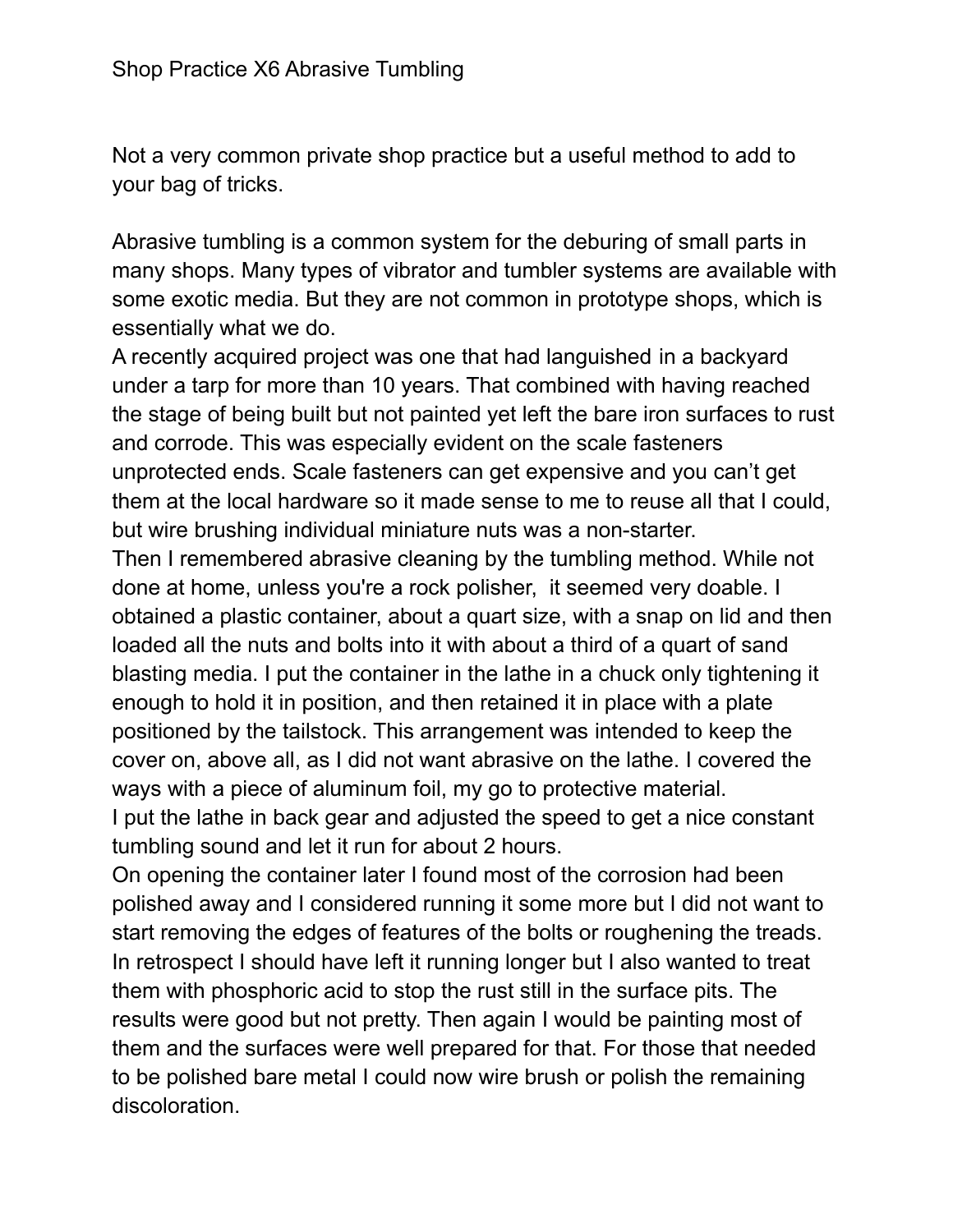# Shop Practice X6 Abrasive Tumbling

Not a very common private shop practice but a useful method to add to your bag of tricks.

Abrasive tumbling is a common system for the deburing of small parts in many shops. Many types of vibrator and tumbler systems are available with some exotic media. But they are not common in prototype shops, which is essentially what we do.

A recently acquired project was one that had languished in a backyard under a tarp for more than 10 years. That combined with having reached the stage of being built but not painted yet left the bare iron surfaces to rust and corrode. This was especially evident on the scale fasteners unprotected ends. Scale fasteners can get expensive and you can't get them at the local hardware so it made sense to me to reuse all that I could, but wire brushing individual miniature nuts was a non-starter.

Then I remembered abrasive cleaning by the tumbling method. While not done at home, unless you're a rock polisher, it seemed very doable. I obtained a plastic container, about a quart size, with a snap on lid and then loaded all the nuts and bolts into it with about a third of a quart of sand blasting media. I put the container in the lathe in a chuck only tightening it enough to hold it in position, and then retained it in place with a plate positioned by the tailstock. This arrangement was intended to keep the cover on, above all, as I did not want abrasive on the lathe. I covered the ways with a piece of aluminum foil, my go to protective material.

I put the lathe in back gear and adjusted the speed to get a nice constant tumbling sound and let it run for about 2 hours.

On opening the container later I found most of the corrosion had been polished away and I considered running it some more but I did not want to start removing the edges of features of the bolts or roughening the treads. In retrospect I should have left it running longer but I also wanted to treat them with phosphoric acid to stop the rust still in the surface pits. The results were good but not pretty. Then again I would be painting most of them and the surfaces were well prepared for that. For those that needed to be polished bare metal I could now wire brush or polish the remaining discoloration.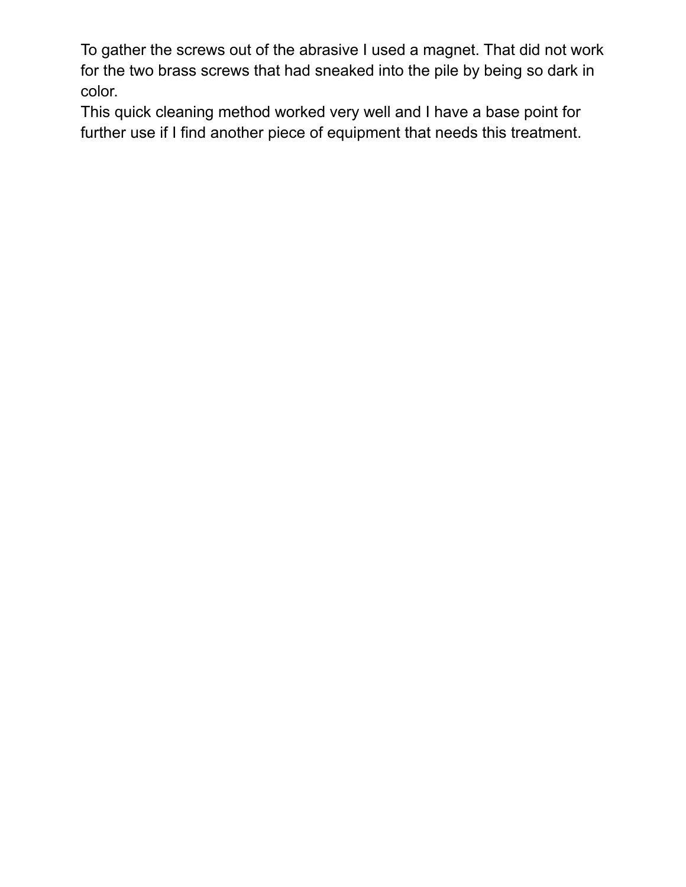To gather the screws out of the abrasive I used a magnet. That did not work for the two brass screws that had sneaked into the pile by being so dark in color.

This quick cleaning method worked very well and I have a base point for further use if I find another piece of equipment that needs this treatment.